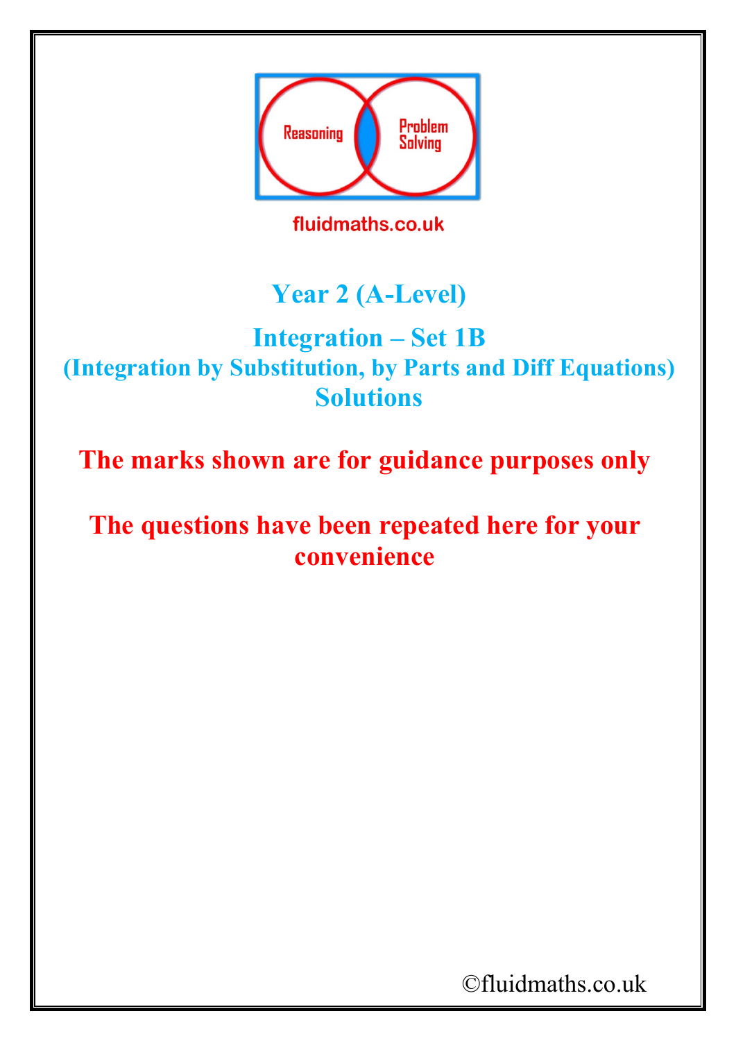fluidmaths.co.uk

# Year 2 (A-Level)

## Integration – Set 1B

### (Integration by Substitution, by Parts and Diff Equations)

### Solutions

**The marks shown are for guidance purposes only**

**The questions have been repeated here for your convenience**

©fluidmaths.co.uk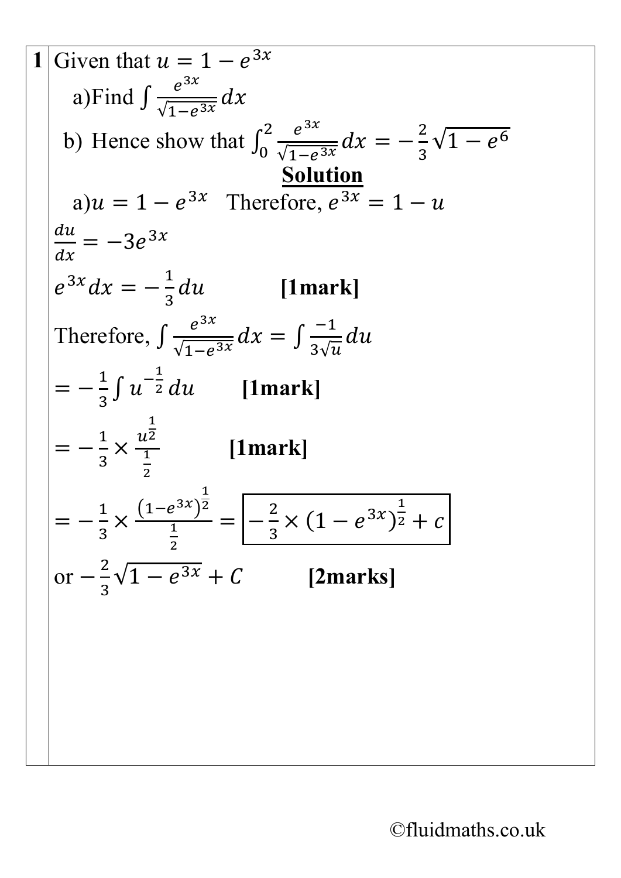**1** Given that $u = 1 - e^{3x}$

a) Find $\int \frac{e^{3x}}{\sqrt{1-e^{3x}}}\,dx$

b) Hence show that $\int_0^2 \frac{e^{3x}}{\sqrt{1-e^{3x}}}\,dx = -\frac{2}{3}\sqrt{1-e^6}$

**Solution**

a) $u = 1 - e^{3x}$ Therefore, $e^{3x} = 1 - u$

$\frac{du}{dx} = -3e^{3x}$

$e^{3x}dx = -\frac{1}{3}du$ **[1mark]**

Therefore, $\int \frac{e^{3x}}{\sqrt{1-e^{3x}}}\,dx = \int \frac{-1}{3\sqrt{u}}\,du$

$= -\frac{1}{3}\int u^{-\frac{1}{2}}\,du$ **[1mark]**

$= -\frac{1}{3} \times \frac{u^{\frac{1}{2}}}{\frac{1}{2}}$ **[1mark]**

$= -\frac{1}{3} \times \frac{(1-e^{3x})^{\frac{1}{2}}}{\frac{1}{2}} = \boxed{-\frac{2}{3} \times (1-e^{3x})^{\frac{1}{2}} + c}$

or $-\frac{2}{3}\sqrt{1-e^{3x}} + C$ **[2marks]**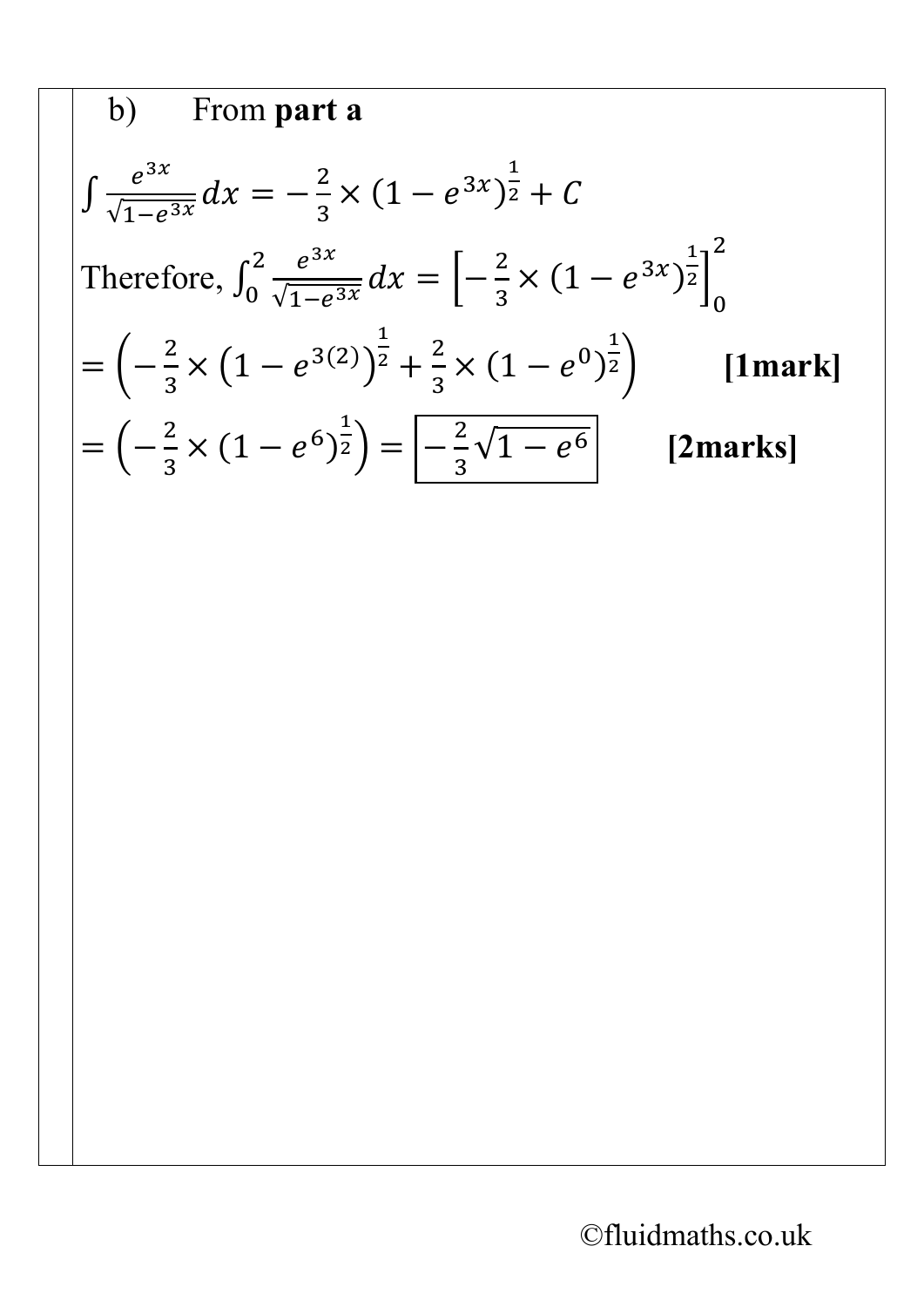b) From **part a**

$$\int \frac{e^{3x}}{\sqrt{1-e^{3x}}}dx = -\frac{2}{3} \times (1-e^{3x})^{\frac{1}{2}} + C$$

Therefore, $\int_0^2 \frac{e^{3x}}{\sqrt{1-e^{3x}}}dx = \left[-\frac{2}{3} \times (1-e^{3x})^{\frac{1}{2}}\right]_0^2$

$$= \left(-\frac{2}{3} \times \left(1-e^{3(2)}\right)^{\frac{1}{2}} + \frac{2}{3} \times (1-e^{0})^{\frac{1}{2}}\right)$$ **[1mark]**

$$= \left(-\frac{2}{3} \times (1-e^{6})^{\frac{1}{2}}\right) = \boxed{-\frac{2}{3}\sqrt{1-e^{6}}}$$ **[2marks]**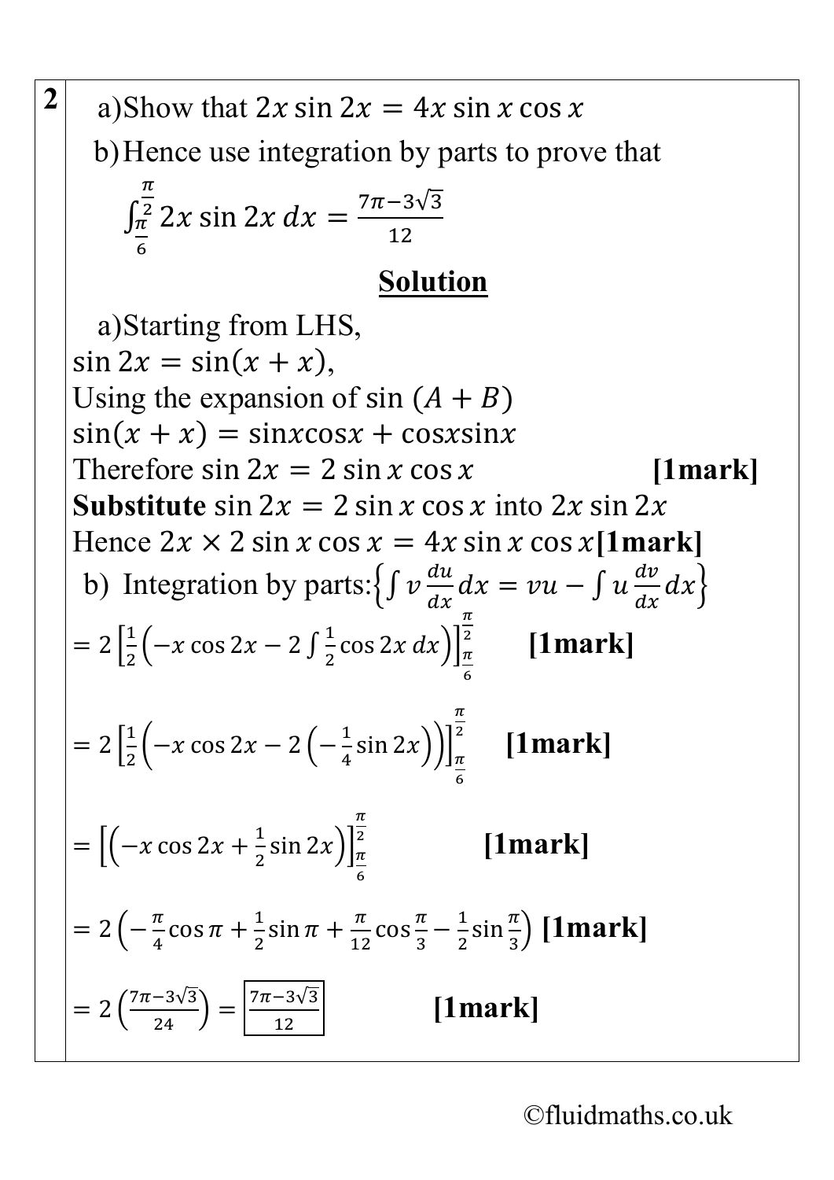**2**

a) Show that $2x \sin 2x = 4x \sin x \cos x$

b) Hence use integration by parts to prove that

$$\int_{\frac{\pi}{6}}^{\frac{\pi}{2}} 2x \sin 2x \, dx = \frac{7\pi - 3\sqrt{3}}{12}$$

**Solution**

a) Starting from LHS,

$\sin 2x = \sin(x + x)$,

Using the expansion of $\sin(A + B)$

$\sin(x + x) = \sin x \cos x + \cos x \sin x$

Therefore $\sin 2x = 2 \sin x \cos x$ **[1mark]**

**Substitute** $\sin 2x = 2 \sin x \cos x$ into $2x \sin 2x$

Hence $2x \times 2 \sin x \cos x = 4x \sin x \cos x$ **[1mark]**

b) Integration by parts: $\left\{\int v \frac{du}{dx} dx = vu - \int u \frac{dv}{dx} dx\right\}$

$$= 2\left[\frac{1}{2}\left(-x \cos 2x - 2\int \frac{1}{2} \cos 2x \, dx\right)\right]_{\frac{\pi}{6}}^{\frac{\pi}{2}}$$ **[1mark]**

$$= 2\left[\frac{1}{2}\left(-x \cos 2x - 2\left(-\frac{1}{4} \sin 2x\right)\right)\right]_{\frac{\pi}{6}}^{\frac{\pi}{2}}$$ **[1mark]**

$$= \left[\left(-x \cos 2x + \frac{1}{2} \sin 2x\right)\right]_{\frac{\pi}{6}}^{\frac{\pi}{2}}$$ **[1mark]**

$$= 2\left(-\frac{\pi}{4} \cos \pi + \frac{1}{2} \sin \pi + \frac{\pi}{12} \cos \frac{\pi}{3} - \frac{1}{2} \sin \frac{\pi}{3}\right)$$ **[1mark]**

$$= 2\left(\frac{7\pi - 3\sqrt{3}}{24}\right) = \boxed{\frac{7\pi - 3\sqrt{3}}{12}}$$ **[1mark]**

©fluidmaths.co.uk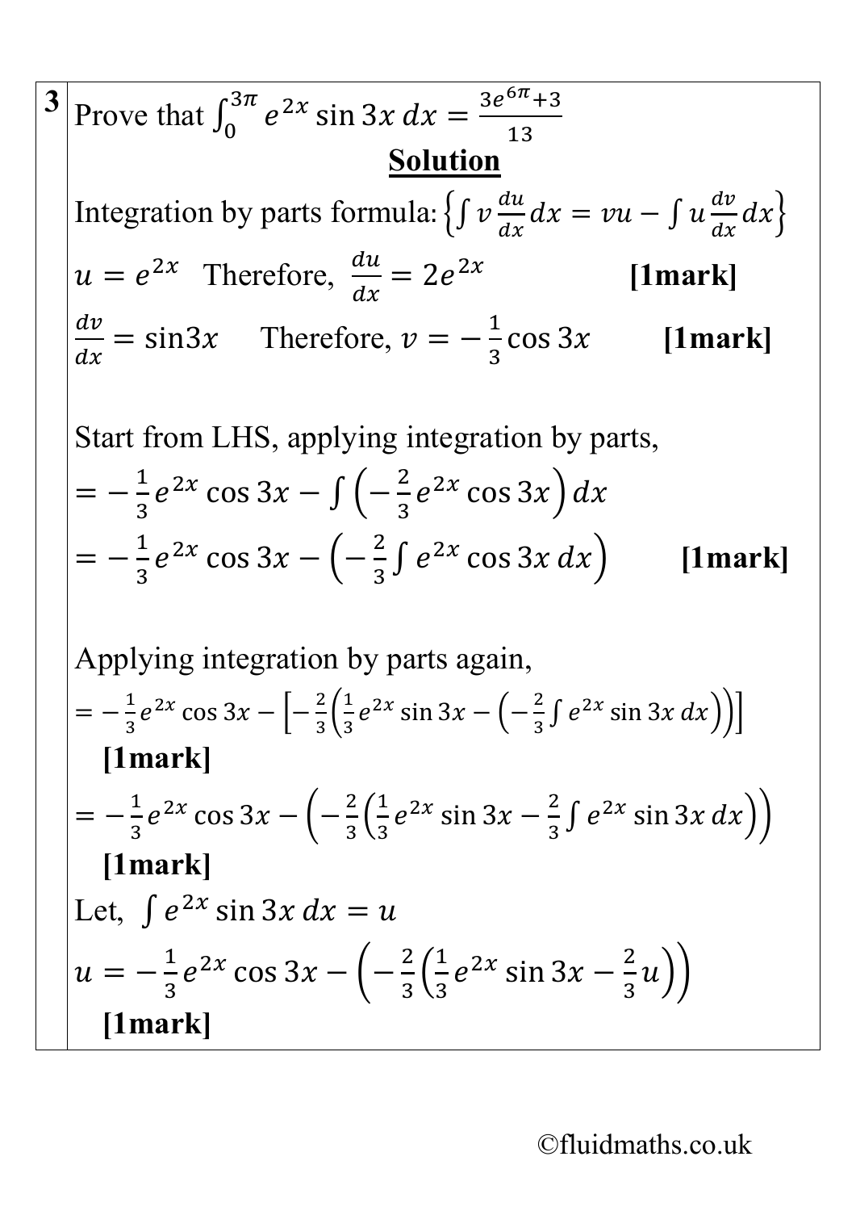**3** Prove that $\int_0^{3\pi} e^{2x} \sin 3x \, dx = \frac{3e^{6\pi}+3}{13}$

**Solution**

Integration by parts formula: $\left\{\int v \frac{du}{dx} dx = vu - \int u \frac{dv}{dx} dx\right\}$

$u = e^{2x}$ Therefore, $\frac{du}{dx} = 2e^{2x}$ **[1mark]**

$\frac{dv}{dx} = \sin 3x$ Therefore, $v = -\frac{1}{3}\cos 3x$ **[1mark]**

Start from LHS, applying integration by parts,

$= -\frac{1}{3}e^{2x}\cos 3x - \int\left(-\frac{2}{3}e^{2x}\cos 3x\right)dx$

$= -\frac{1}{3}e^{2x}\cos 3x - \left(-\frac{2}{3}\int e^{2x}\cos 3x \, dx\right)$ **[1mark]**

Applying integration by parts again,

$= -\frac{1}{3}e^{2x}\cos 3x - \left[-\frac{2}{3}\left(\frac{1}{3}e^{2x}\sin 3x - \left(-\frac{2}{3}\int e^{2x}\sin 3x \, dx\right)\right)\right]$

**[1mark]**

$= -\frac{1}{3}e^{2x}\cos 3x - \left(-\frac{2}{3}\left(\frac{1}{3}e^{2x}\sin 3x - \frac{2}{3}\int e^{2x}\sin 3x \, dx\right)\right)$

**[1mark]**

Let, $\int e^{2x}\sin 3x \, dx = u$

$u = -\frac{1}{3}e^{2x}\cos 3x - \left(-\frac{2}{3}\left(\frac{1}{3}e^{2x}\sin 3x - \frac{2}{3}u\right)\right)$

**[1mark]**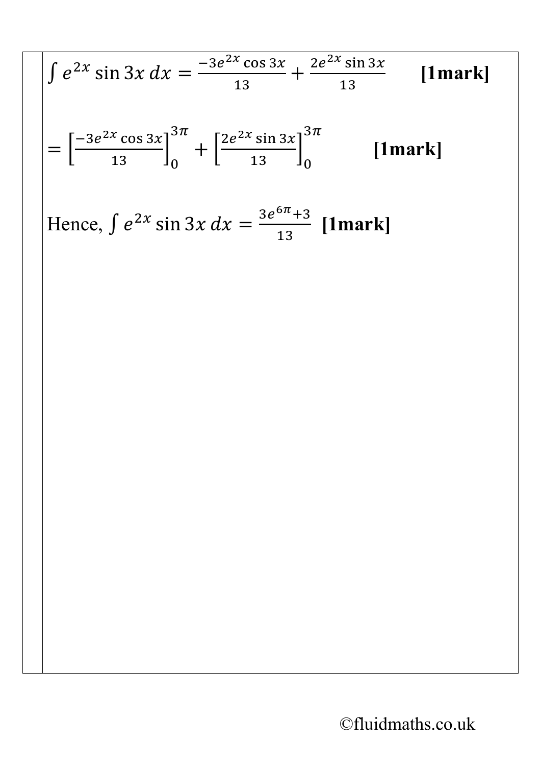$\int e^{2x} \sin 3x \, dx = \frac{-3e^{2x} \cos 3x}{13} + \frac{2e^{2x} \sin 3x}{13}$ **[1mark]**

$= \left[\frac{-3e^{2x} \cos 3x}{13}\right]_0^{3\pi} + \left[\frac{2e^{2x} \sin 3x}{13}\right]_0^{3\pi}$ **[1mark]**

Hence, $\int e^{2x} \sin 3x \, dx = \frac{3e^{6\pi}+3}{13}$ **[1mark]**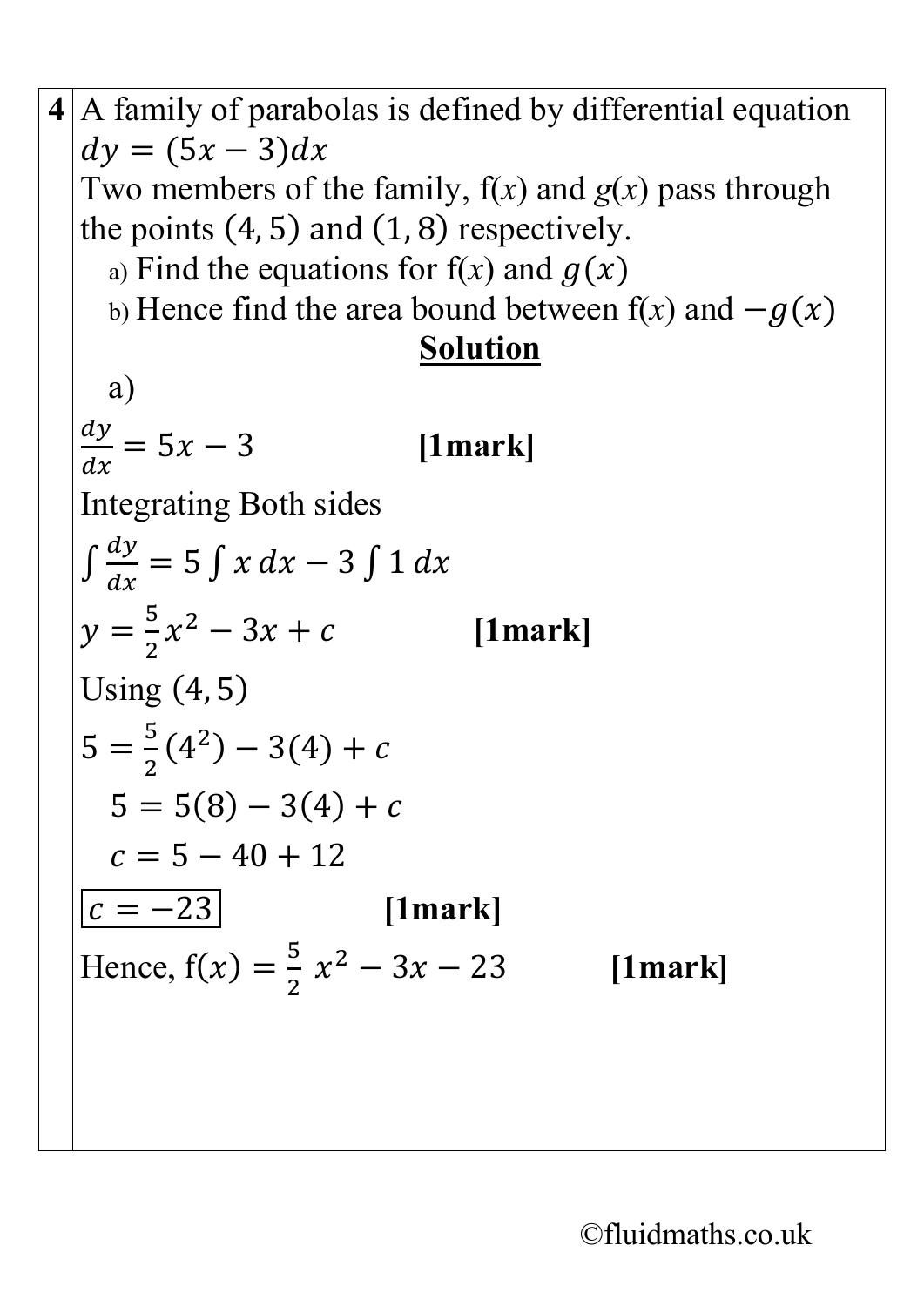**4** A family of parabolas is defined by differential equation $dy = (5x - 3)dx$

Two members of the family, f($x$) and $g$($x$) pass through the points $(4, 5)$ and $(1, 8)$ respectively.

a) Find the equations for f($x$) and $g(x)$

b) Hence find the area bound between f($x$) and $-g(x)$

**Solution**

a)

$\frac{dy}{dx} = 5x - 3$ **[1mark]**

Integrating Both sides

$\int \frac{dy}{dx} = 5\int x\,dx - 3\int 1\,dx$

$y = \frac{5}{2}x^2 - 3x + c$ **[1mark]**

Using $(4, 5)$

$5 = \frac{5}{2}(4^2) - 3(4) + c$

$5 = 5(8) - 3(4) + c$

$c = 5 - 40 + 12$

$\boxed{c = -23}$ **[1mark]**

Hence, $\text{f}(x) = \frac{5}{2}\,x^2 - 3x - 23$ **[1mark]**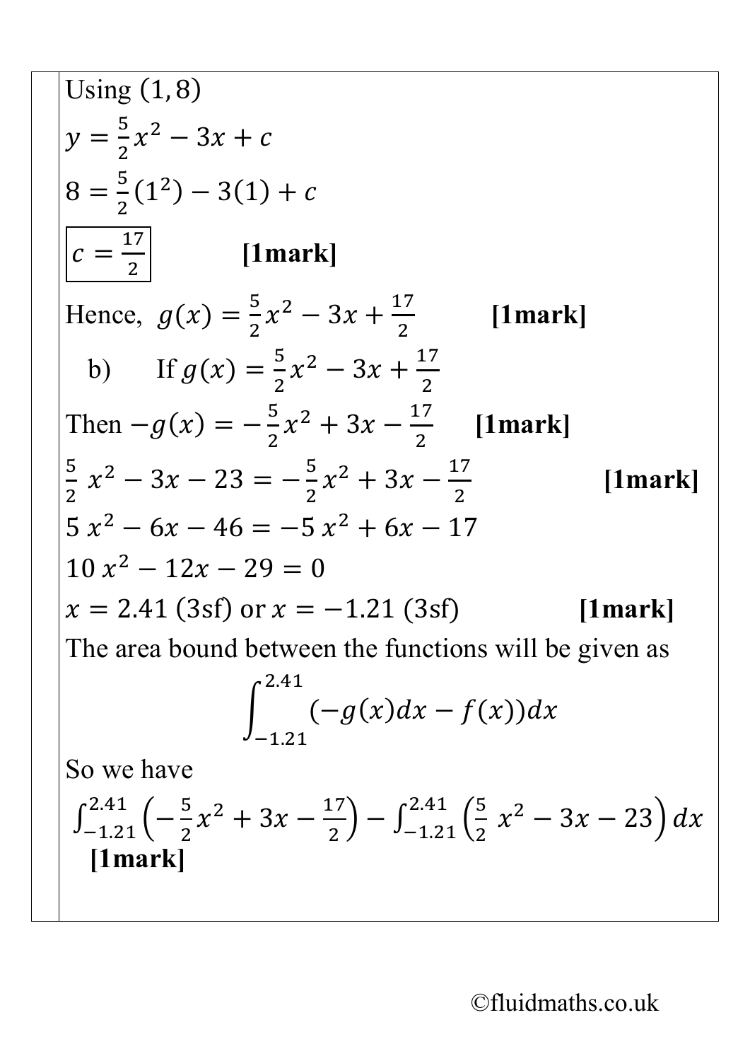Using $(1, 8)$

$y = \frac{5}{2}x^2 - 3x + c$

$8 = \frac{5}{2}(1^2) - 3(1) + c$

$\boxed{c = \frac{17}{2}}$ **[1mark]**

Hence, $g(x) = \frac{5}{2}x^2 - 3x + \frac{17}{2}$ **[1mark]**

b) If $g(x) = \frac{5}{2}x^2 - 3x + \frac{17}{2}$

Then $-g(x) = -\frac{5}{2}x^2 + 3x - \frac{17}{2}$ **[1mark]**

$\frac{5}{2}\, x^2 - 3x - 23 = -\frac{5}{2}x^2 + 3x - \frac{17}{2}$ **[1mark]**

$5\, x^2 - 6x - 46 = -5\, x^2 + 6x - 17$

$10\, x^2 - 12x - 29 = 0$

$x = 2.41$ (3sf) or $x = -1.21$ (3sf) **[1mark]**

The area bound between the functions will be given as

$$\int_{-1.21}^{2.41} (-g(x)dx - f(x))dx$$

So we have

$\int_{-1.21}^{2.41} \left(-\frac{5}{2}x^2 + 3x - \frac{17}{2}\right) - \int_{-1.21}^{2.41} \left(\frac{5}{2}\, x^2 - 3x - 23\right) dx$ **[1mark]**

©fluidmaths.co.uk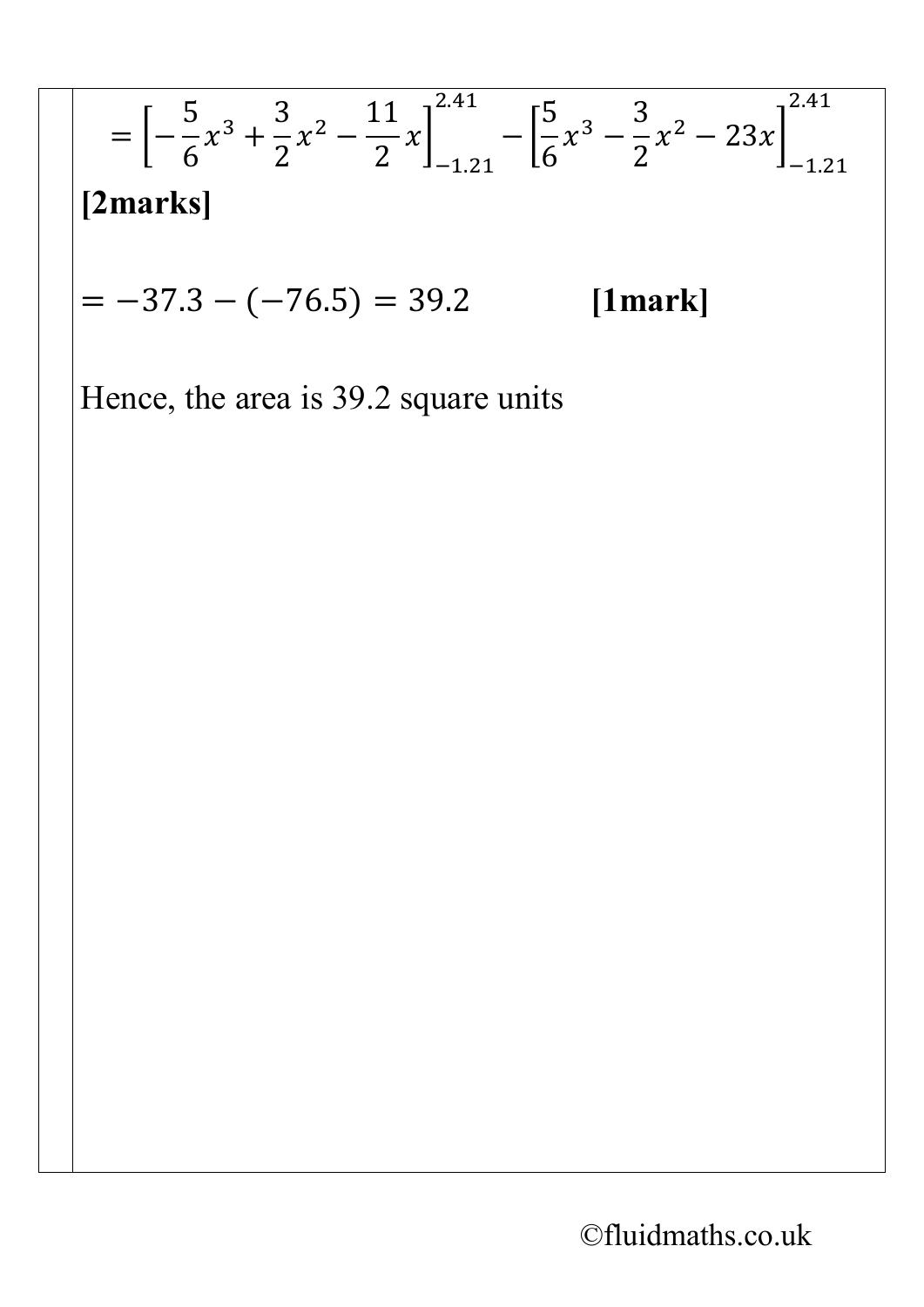$$= \left[-\frac{5}{6}x^3 + \frac{3}{2}x^2 - \frac{11}{2}x\right]_{-1.21}^{2.41} - \left[\frac{5}{6}x^3 - \frac{3}{2}x^2 - 23x\right]_{-1.21}^{2.41}$$

**[2marks]**

$= -37.3 - (-76.5) = 39.2$ **[1mark]**

Hence, the area is 39.2 square units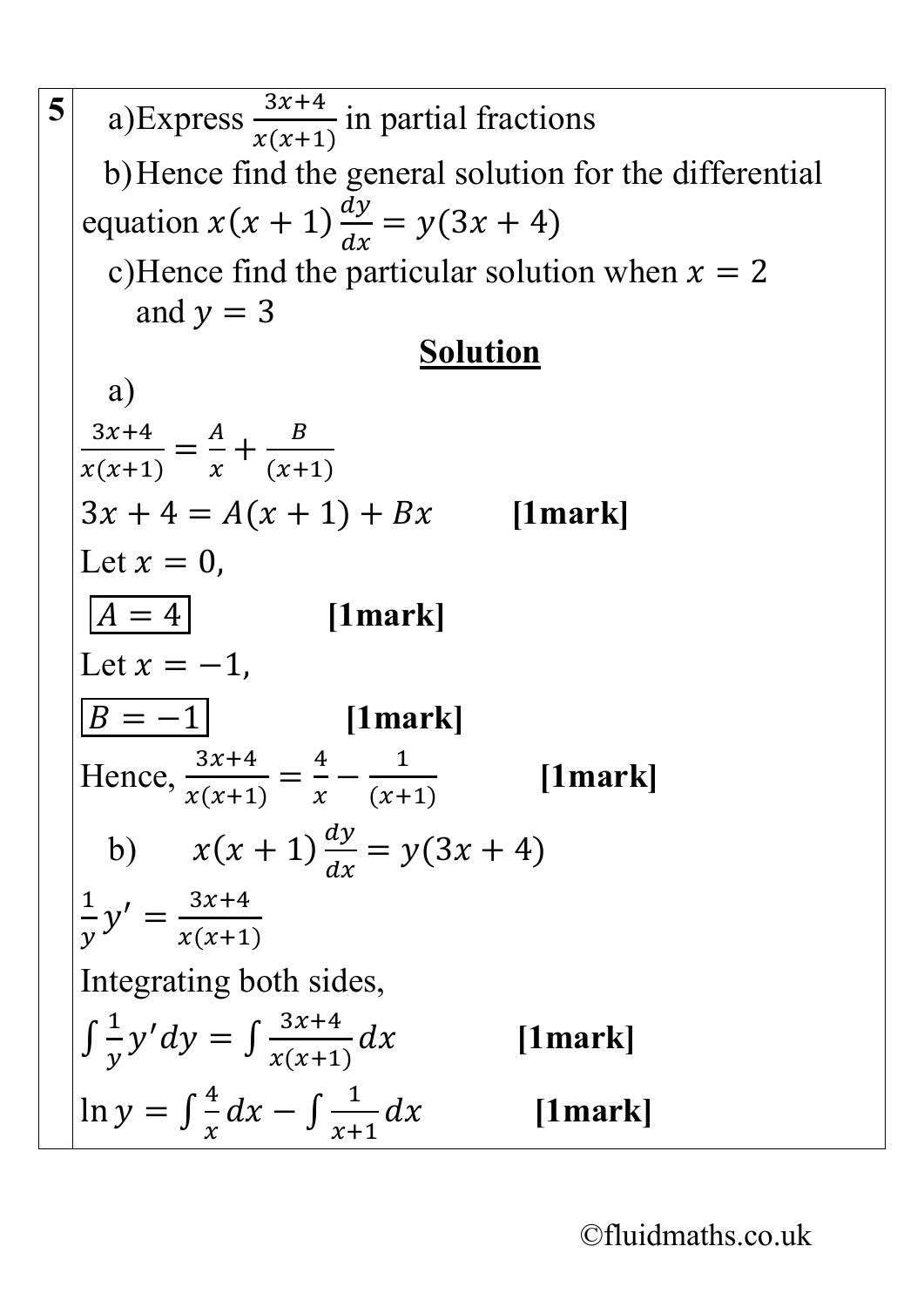**5**

a) Express $\frac{3x+4}{x(x+1)}$ in partial fractions

b) Hence find the general solution for the differential equation $x(x+1)\frac{dy}{dx} = y(3x+4)$

c) Hence find the particular solution when $x = 2$ and $y = 3$

**Solution**

a)

$\frac{3x+4}{x(x+1)} = \frac{A}{x} + \frac{B}{(x+1)}$

$3x + 4 = A(x+1) + Bx$ **[1mark]**

Let $x = 0$,

$\boxed{A = 4}$ **[1mark]**

Let $x = -1$,

$\boxed{B = -1}$ **[1mark]**

Hence, $\frac{3x+4}{x(x+1)} = \frac{4}{x} - \frac{1}{(x+1)}$ **[1mark]**

b) $x(x+1)\frac{dy}{dx} = y(3x+4)$

$\frac{1}{y}y' = \frac{3x+4}{x(x+1)}$

Integrating both sides,

$\int \frac{1}{y}y'dy = \int \frac{3x+4}{x(x+1)}dx$ **[1mark]**

$\ln y = \int \frac{4}{x}dx - \int \frac{1}{x+1}dx$ **[1mark]**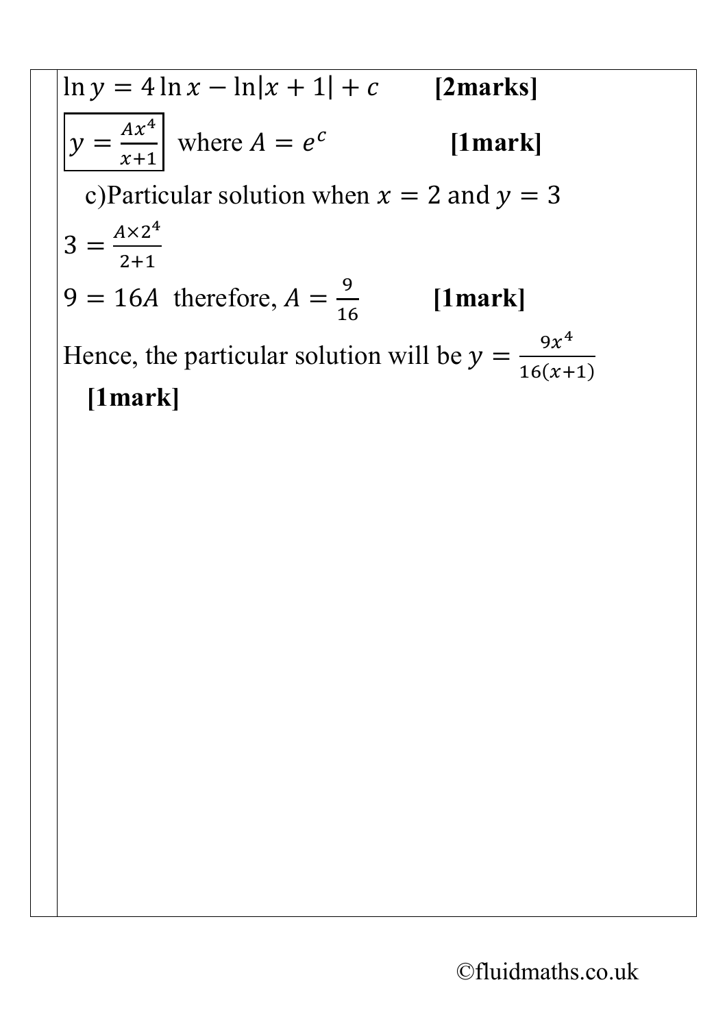$\ln y = 4\ln x - \ln|x+1| + c$ **[2marks]**

$\boxed{y = \frac{Ax^4}{x+1}}$ where $A = e^c$ **[1mark]**

c)Particular solution when $x = 2$ and $y = 3$

$3 = \frac{A \times 2^4}{2+1}$

$9 = 16A$ therefore, $A = \frac{9}{16}$ **[1mark]**

Hence, the particular solution will be $y = \frac{9x^4}{16(x+1)}$

**[1mark]**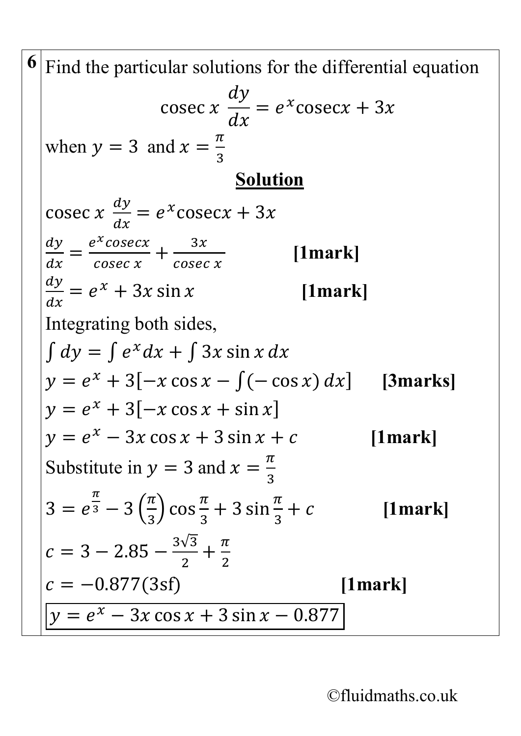**6** Find the particular solutions for the differential equation

$$\operatorname{cosec} x \frac{dy}{dx} = e^x \operatorname{cosec} x + 3x$$

when $y = 3$ and $x = \frac{\pi}{3}$

## Solution

$\operatorname{cosec} x \frac{dy}{dx} = e^x \operatorname{cosec} x + 3x$

$\frac{dy}{dx} = \frac{e^x \operatorname{cosec} x}{\operatorname{cosec} x} + \frac{3x}{\operatorname{cosec} x}$ **[1mark]**

$\frac{dy}{dx} = e^x + 3x \sin x$ **[1mark]**

Integrating both sides,

$\int dy = \int e^x dx + \int 3x \sin x \, dx$

$y = e^x + 3[-x \cos x - \int(-\cos x) \, dx]$ **[3marks]**

$y = e^x + 3[-x \cos x + \sin x]$

$y = e^x - 3x \cos x + 3 \sin x + c$ **[1mark]**

Substitute in $y = 3$ and $x = \frac{\pi}{3}$

$3 = e^{\frac{\pi}{3}} - 3\left(\frac{\pi}{3}\right) \cos \frac{\pi}{3} + 3 \sin \frac{\pi}{3} + c$ **[1mark]**

$c = 3 - 2.85 - \frac{3\sqrt{3}}{2} + \frac{\pi}{2}$

$c = -0.877$(3sf) **[1mark]**

$$\boxed{y = e^x - 3x \cos x + 3 \sin x - 0.877}$$

©fluidmaths.co.uk